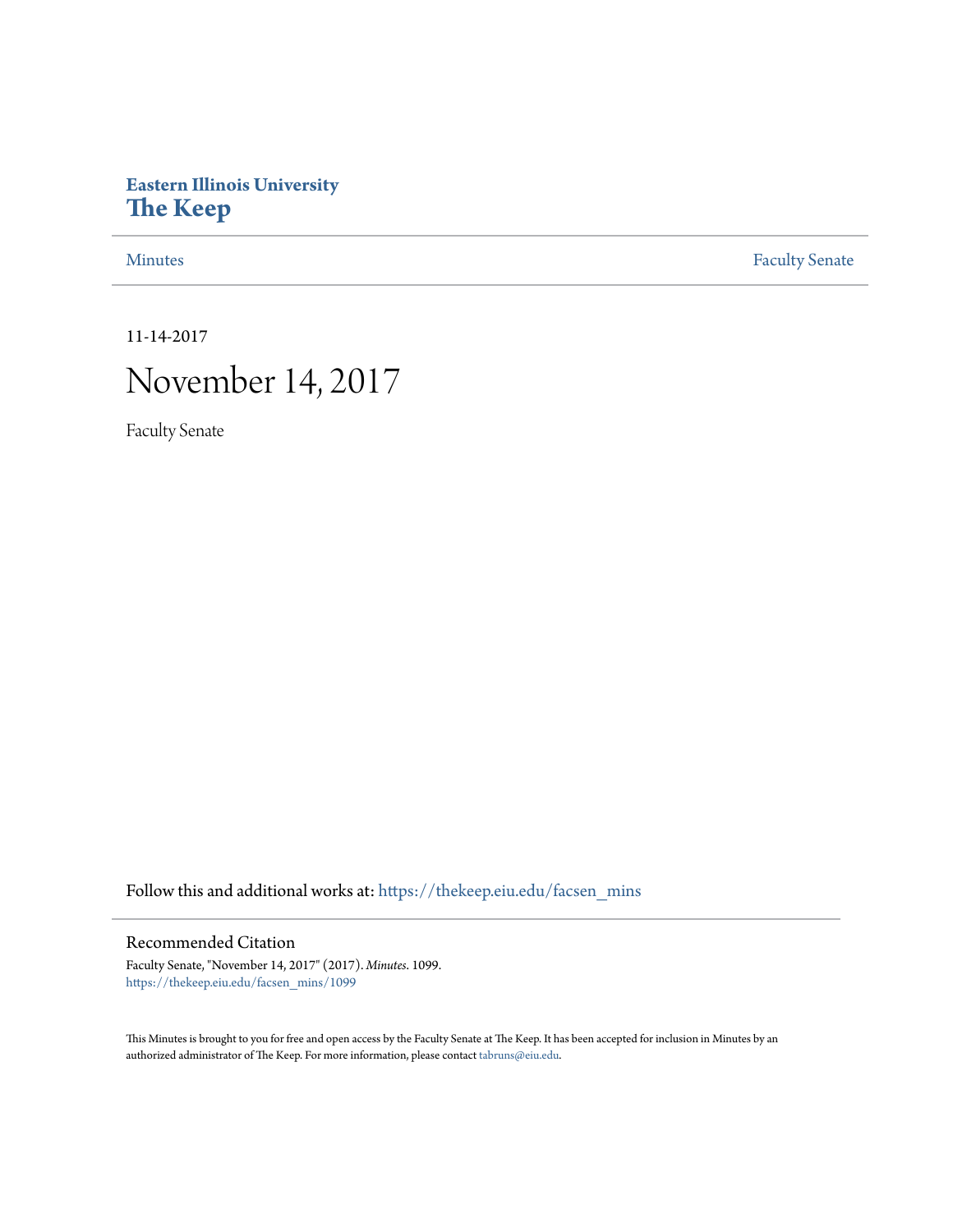**Eastern Illinois University**
**The Keep**

Minutes | Faculty Senate

11-14-2017

# November 14, 2017

Faculty Senate

Follow this and additional works at: https://thekeep.eiu.edu/facsen_mins

## Recommended Citation

Faculty Senate, "November 14, 2017" (2017). *Minutes*. 1099.
https://thekeep.eiu.edu/facsen_mins/1099

This Minutes is brought to you for free and open access by the Faculty Senate at The Keep. It has been accepted for inclusion in Minutes by an authorized administrator of The Keep. For more information, please contact tabruns@eiu.edu.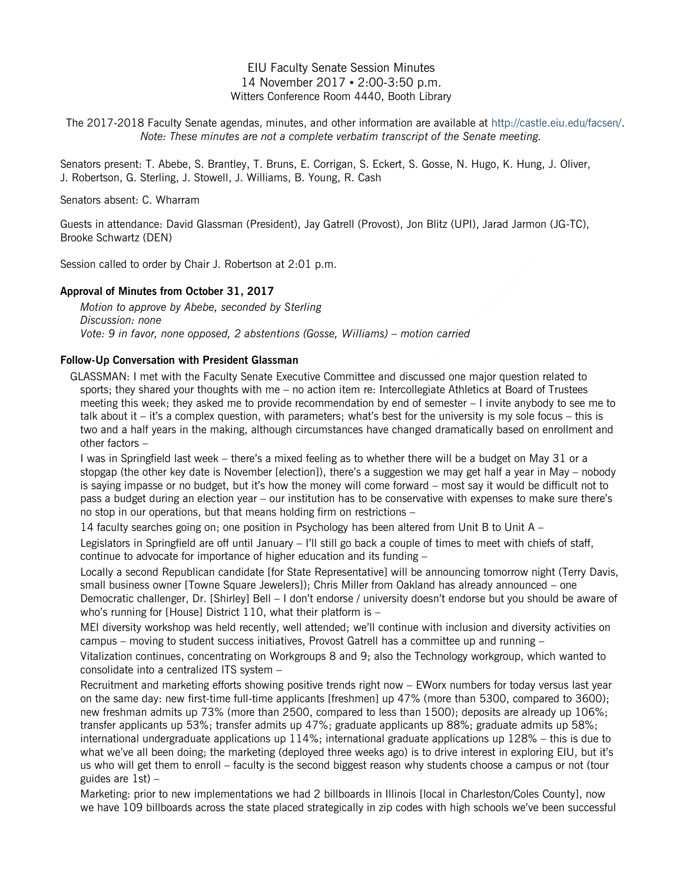EIU Faculty Senate Session Minutes
14 November 2017 ▪ 2:00-3:50 p.m.
Witters Conference Room 4440, Booth Library

The 2017-2018 Faculty Senate agendas, minutes, and other information are available at http://castle.eiu.edu/facsen/.
*Note: These minutes are not a complete verbatim transcript of the Senate meeting.*

Senators present: T. Abebe, S. Brantley, T. Bruns, E. Corrigan, S. Eckert, S. Gosse, N. Hugo, K. Hung, J. Oliver, J. Robertson, G. Sterling, J. Stowell, J. Williams, B. Young, R. Cash

Senators absent: C. Wharram

Guests in attendance: David Glassman (President), Jay Gatrell (Provost), Jon Blitz (UPI), Jarad Jarmon (JG-TC), Brooke Schwartz (DEN)

Session called to order by Chair J. Robertson at 2:01 p.m.

**Approval of Minutes from October 31, 2017**

*Motion to approve by Abebe, seconded by Sterling*
*Discussion: none*
*Vote: 9 in favor, none opposed, 2 abstentions (Gosse, Williams) – motion carried*

**Follow-Up Conversation with President Glassman**

GLASSMAN: I met with the Faculty Senate Executive Committee and discussed one major question related to sports; they shared your thoughts with me – no action item re: Intercollegiate Athletics at Board of Trustees meeting this week; they asked me to provide recommendation by end of semester – I invite anybody to see me to talk about it – it's a complex question, with parameters; what's best for the university is my sole focus – this is two and a half years in the making, although circumstances have changed dramatically based on enrollment and other factors –

I was in Springfield last week – there's a mixed feeling as to whether there will be a budget on May 31 or a stopgap (the other key date is November [election]), there's a suggestion we may get half a year in May – nobody is saying impasse or no budget, but it's how the money will come forward – most say it would be difficult not to pass a budget during an election year – our institution has to be conservative with expenses to make sure there's no stop in our operations, but that means holding firm on restrictions –

14 faculty searches going on; one position in Psychology has been altered from Unit B to Unit A –

Legislators in Springfield are off until January – I'll still go back a couple of times to meet with chiefs of staff, continue to advocate for importance of higher education and its funding –

Locally a second Republican candidate [for State Representative] will be announcing tomorrow night (Terry Davis, small business owner [Towne Square Jewelers]); Chris Miller from Oakland has already announced – one Democratic challenger, Dr. [Shirley] Bell – I don't endorse / university doesn't endorse but you should be aware of who's running for [House] District 110, what their platform is –

MEI diversity workshop was held recently, well attended; we'll continue with inclusion and diversity activities on campus – moving to student success initiatives, Provost Gatrell has a committee up and running –

Vitalization continues, concentrating on Workgroups 8 and 9; also the Technology workgroup, which wanted to consolidate into a centralized ITS system –

Recruitment and marketing efforts showing positive trends right now – EWorx numbers for today versus last year on the same day: new first-time full-time applicants [freshmen] up 47% (more than 5300, compared to 3600); new freshman admits up 73% (more than 2500, compared to less than 1500); deposits are already up 106%; transfer applicants up 53%; transfer admits up 47%; graduate applicants up 88%; graduate admits up 58%; international undergraduate applications up 114%; international graduate applications up 128% – this is due to what we've all been doing; the marketing (deployed three weeks ago) is to drive interest in exploring EIU, but it's us who will get them to enroll – faculty is the second biggest reason why students choose a campus or not (tour guides are 1st) –

Marketing: prior to new implementations we had 2 billboards in Illinois [local in Charleston/Coles County], now we have 109 billboards across the state placed strategically in zip codes with high schools we've been successful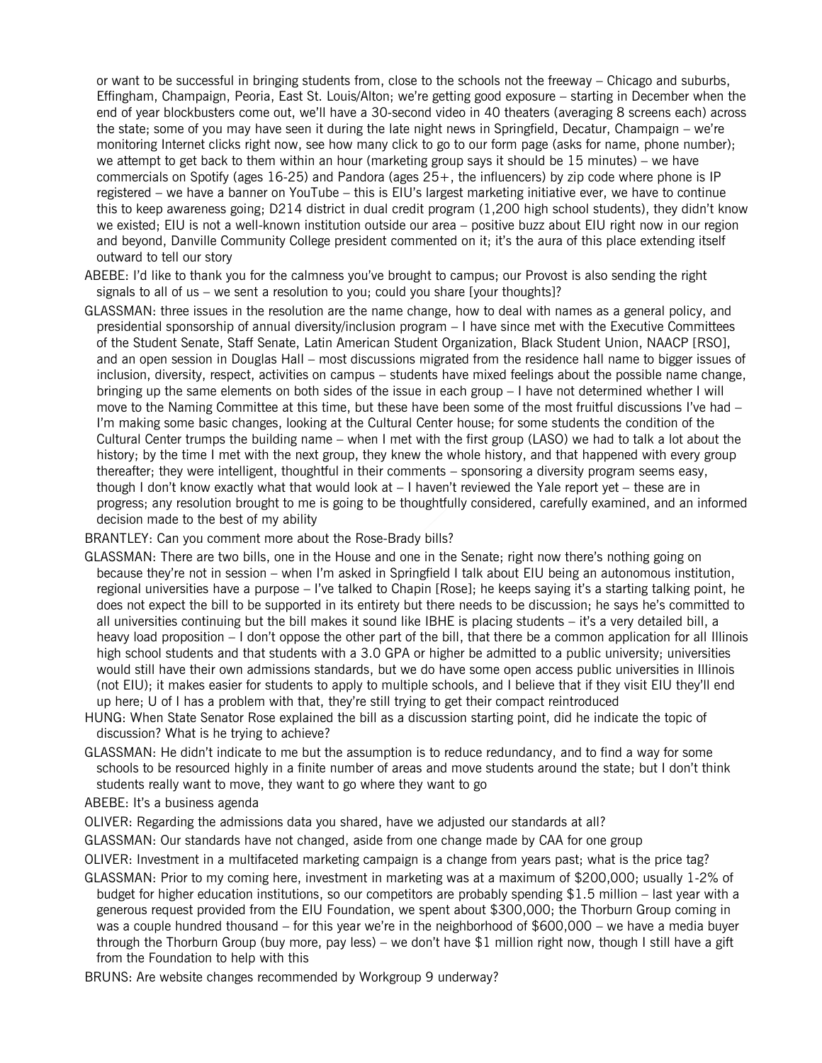or want to be successful in bringing students from, close to the schools not the freeway – Chicago and suburbs, Effingham, Champaign, Peoria, East St. Louis/Alton; we're getting good exposure – starting in December when the end of year blockbusters come out, we'll have a 30-second video in 40 theaters (averaging 8 screens each) across the state; some of you may have seen it during the late night news in Springfield, Decatur, Champaign – we're monitoring Internet clicks right now, see how many click to go to our form page (asks for name, phone number); we attempt to get back to them within an hour (marketing group says it should be 15 minutes) – we have commercials on Spotify (ages 16-25) and Pandora (ages 25+, the influencers) by zip code where phone is IP registered – we have a banner on YouTube – this is EIU's largest marketing initiative ever, we have to continue this to keep awareness going; D214 district in dual credit program (1,200 high school students), they didn't know we existed; EIU is not a well-known institution outside our area – positive buzz about EIU right now in our region and beyond, Danville Community College president commented on it; it's the aura of this place extending itself outward to tell our story

ABEBE: I'd like to thank you for the calmness you've brought to campus; our Provost is also sending the right signals to all of us – we sent a resolution to you; could you share [your thoughts]?

GLASSMAN: three issues in the resolution are the name change, how to deal with names as a general policy, and presidential sponsorship of annual diversity/inclusion program – I have since met with the Executive Committees of the Student Senate, Staff Senate, Latin American Student Organization, Black Student Union, NAACP [RSO], and an open session in Douglas Hall – most discussions migrated from the residence hall name to bigger issues of inclusion, diversity, respect, activities on campus – students have mixed feelings about the possible name change, bringing up the same elements on both sides of the issue in each group – I have not determined whether I will move to the Naming Committee at this time, but these have been some of the most fruitful discussions I've had – I'm making some basic changes, looking at the Cultural Center house; for some students the condition of the Cultural Center trumps the building name – when I met with the first group (LASO) we had to talk a lot about the history; by the time I met with the next group, they knew the whole history, and that happened with every group thereafter; they were intelligent, thoughtful in their comments – sponsoring a diversity program seems easy, though I don't know exactly what that would look at – I haven't reviewed the Yale report yet – these are in progress; any resolution brought to me is going to be thoughtfully considered, carefully examined, and an informed decision made to the best of my ability

BRANTLEY: Can you comment more about the Rose-Brady bills?

GLASSMAN: There are two bills, one in the House and one in the Senate; right now there's nothing going on because they're not in session – when I'm asked in Springfield I talk about EIU being an autonomous institution, regional universities have a purpose – I've talked to Chapin [Rose]; he keeps saying it's a starting talking point, he does not expect the bill to be supported in its entirety but there needs to be discussion; he says he's committed to all universities continuing but the bill makes it sound like IBHE is placing students – it's a very detailed bill, a heavy load proposition – I don't oppose the other part of the bill, that there be a common application for all Illinois high school students and that students with a 3.0 GPA or higher be admitted to a public university; universities would still have their own admissions standards, but we do have some open access public universities in Illinois (not EIU); it makes easier for students to apply to multiple schools, and I believe that if they visit EIU they'll end up here; U of I has a problem with that, they're still trying to get their compact reintroduced

HUNG: When State Senator Rose explained the bill as a discussion starting point, did he indicate the topic of discussion? What is he trying to achieve?

GLASSMAN: He didn't indicate to me but the assumption is to reduce redundancy, and to find a way for some schools to be resourced highly in a finite number of areas and move students around the state; but I don't think students really want to move, they want to go where they want to go

ABEBE: It's a business agenda

OLIVER: Regarding the admissions data you shared, have we adjusted our standards at all?

GLASSMAN: Our standards have not changed, aside from one change made by CAA for one group

OLIVER: Investment in a multifaceted marketing campaign is a change from years past; what is the price tag?

GLASSMAN: Prior to my coming here, investment in marketing was at a maximum of $200,000; usually 1-2% of budget for higher education institutions, so our competitors are probably spending $1.5 million – last year with a generous request provided from the EIU Foundation, we spent about $300,000; the Thorburn Group coming in was a couple hundred thousand – for this year we're in the neighborhood of $600,000 – we have a media buyer through the Thorburn Group (buy more, pay less) – we don't have $1 million right now, though I still have a gift from the Foundation to help with this

BRUNS: Are website changes recommended by Workgroup 9 underway?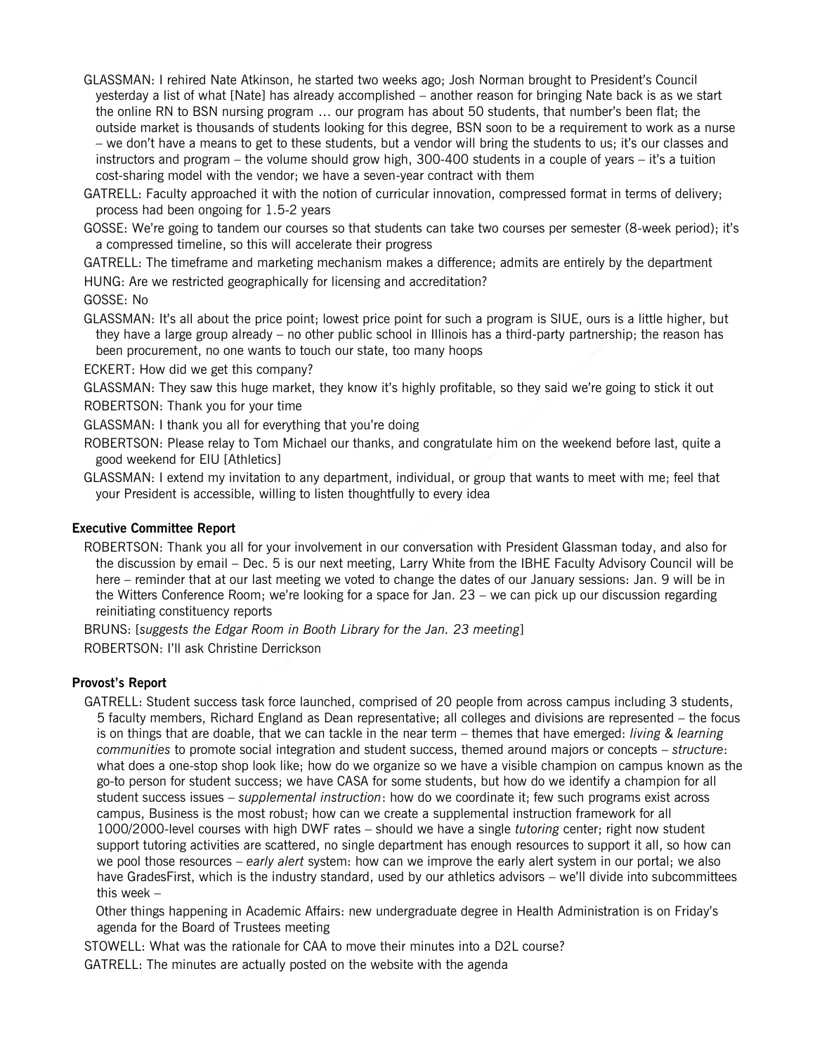GLASSMAN: I rehired Nate Atkinson, he started two weeks ago; Josh Norman brought to President's Council yesterday a list of what [Nate] has already accomplished – another reason for bringing Nate back is as we start the online RN to BSN nursing program … our program has about 50 students, that number's been flat; the outside market is thousands of students looking for this degree, BSN soon to be a requirement to work as a nurse – we don't have a means to get to these students, but a vendor will bring the students to us; it's our classes and instructors and program – the volume should grow high, 300-400 students in a couple of years – it's a tuition cost-sharing model with the vendor; we have a seven-year contract with them

GATRELL: Faculty approached it with the notion of curricular innovation, compressed format in terms of delivery; process had been ongoing for 1.5-2 years

GOSSE: We're going to tandem our courses so that students can take two courses per semester (8-week period); it's a compressed timeline, so this will accelerate their progress

GATRELL: The timeframe and marketing mechanism makes a difference; admits are entirely by the department

HUNG: Are we restricted geographically for licensing and accreditation?

GOSSE: No

GLASSMAN: It's all about the price point; lowest price point for such a program is SIUE, ours is a little higher, but they have a large group already – no other public school in Illinois has a third-party partnership; the reason has been procurement, no one wants to touch our state, too many hoops

ECKERT: How did we get this company?

GLASSMAN: They saw this huge market, they know it's highly profitable, so they said we're going to stick it out

ROBERTSON: Thank you for your time

GLASSMAN: I thank you all for everything that you're doing

ROBERTSON: Please relay to Tom Michael our thanks, and congratulate him on the weekend before last, quite a good weekend for EIU [Athletics]

GLASSMAN: I extend my invitation to any department, individual, or group that wants to meet with me; feel that your President is accessible, willing to listen thoughtfully to every idea

**Executive Committee Report**

ROBERTSON: Thank you all for your involvement in our conversation with President Glassman today, and also for the discussion by email – Dec. 5 is our next meeting, Larry White from the IBHE Faculty Advisory Council will be here – reminder that at our last meeting we voted to change the dates of our January sessions: Jan. 9 will be in the Witters Conference Room; we're looking for a space for Jan. 23 – we can pick up our discussion regarding reinitiating constituency reports

BRUNS: [*suggests the Edgar Room in Booth Library for the Jan. 23 meeting*]

ROBERTSON: I'll ask Christine Derrickson

**Provost's Report**

GATRELL: Student success task force launched, comprised of 20 people from across campus including 3 students, 5 faculty members, Richard England as Dean representative; all colleges and divisions are represented – the focus is on things that are doable, that we can tackle in the near term – themes that have emerged: *living & learning communities* to promote social integration and student success, themed around majors or concepts – *structure*: what does a one-stop shop look like; how do we organize so we have a visible champion on campus known as the go-to person for student success; we have CASA for some students, but how do we identify a champion for all student success issues – *supplemental instruction*: how do we coordinate it; few such programs exist across campus, Business is the most robust; how can we create a supplemental instruction framework for all 1000/2000-level courses with high DWF rates – should we have a single *tutoring* center; right now student support tutoring activities are scattered, no single department has enough resources to support it all, so how can we pool those resources – *early alert* system: how can we improve the early alert system in our portal; we also have GradesFirst, which is the industry standard, used by our athletics advisors – we'll divide into subcommittees this week –

Other things happening in Academic Affairs: new undergraduate degree in Health Administration is on Friday's agenda for the Board of Trustees meeting

STOWELL: What was the rationale for CAA to move their minutes into a D2L course?

GATRELL: The minutes are actually posted on the website with the agenda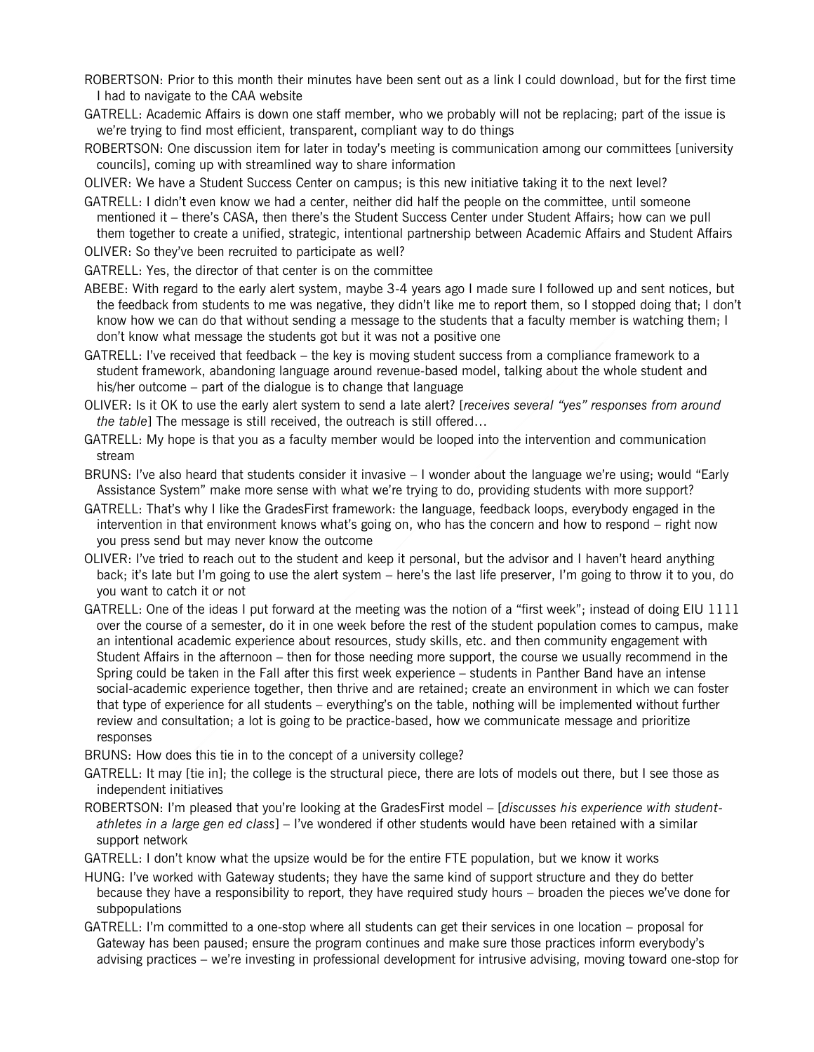ROBERTSON: Prior to this month their minutes have been sent out as a link I could download, but for the first time I had to navigate to the CAA website

GATRELL: Academic Affairs is down one staff member, who we probably will not be replacing; part of the issue is we're trying to find most efficient, transparent, compliant way to do things

ROBERTSON: One discussion item for later in today's meeting is communication among our committees [university councils], coming up with streamlined way to share information

OLIVER: We have a Student Success Center on campus; is this new initiative taking it to the next level?

GATRELL: I didn't even know we had a center, neither did half the people on the committee, until someone mentioned it – there's CASA, then there's the Student Success Center under Student Affairs; how can we pull them together to create a unified, strategic, intentional partnership between Academic Affairs and Student Affairs

OLIVER: So they've been recruited to participate as well?

GATRELL: Yes, the director of that center is on the committee

ABEBE: With regard to the early alert system, maybe 3-4 years ago I made sure I followed up and sent notices, but the feedback from students to me was negative, they didn't like me to report them, so I stopped doing that; I don't know how we can do that without sending a message to the students that a faculty member is watching them; I don't know what message the students got but it was not a positive one

GATRELL: I've received that feedback – the key is moving student success from a compliance framework to a student framework, abandoning language around revenue-based model, talking about the whole student and his/her outcome – part of the dialogue is to change that language

OLIVER: Is it OK to use the early alert system to send a late alert? [*receives several "yes" responses from around the table*] The message is still received, the outreach is still offered…

GATRELL: My hope is that you as a faculty member would be looped into the intervention and communication stream

BRUNS: I've also heard that students consider it invasive – I wonder about the language we're using; would "Early Assistance System" make more sense with what we're trying to do, providing students with more support?

GATRELL: That's why I like the GradesFirst framework: the language, feedback loops, everybody engaged in the intervention in that environment knows what's going on, who has the concern and how to respond – right now you press send but may never know the outcome

OLIVER: I've tried to reach out to the student and keep it personal, but the advisor and I haven't heard anything back; it's late but I'm going to use the alert system – here's the last life preserver, I'm going to throw it to you, do you want to catch it or not

GATRELL: One of the ideas I put forward at the meeting was the notion of a "first week"; instead of doing EIU 1111 over the course of a semester, do it in one week before the rest of the student population comes to campus, make an intentional academic experience about resources, study skills, etc. and then community engagement with Student Affairs in the afternoon – then for those needing more support, the course we usually recommend in the Spring could be taken in the Fall after this first week experience – students in Panther Band have an intense social-academic experience together, then thrive and are retained; create an environment in which we can foster that type of experience for all students – everything's on the table, nothing will be implemented without further review and consultation; a lot is going to be practice-based, how we communicate message and prioritize responses

BRUNS: How does this tie in to the concept of a university college?

GATRELL: It may [tie in]; the college is the structural piece, there are lots of models out there, but I see those as independent initiatives

ROBERTSON: I'm pleased that you're looking at the GradesFirst model – [*discusses his experience with student-athletes in a large gen ed class*] – I've wondered if other students would have been retained with a similar support network

GATRELL: I don't know what the upsize would be for the entire FTE population, but we know it works

HUNG: I've worked with Gateway students; they have the same kind of support structure and they do better because they have a responsibility to report, they have required study hours – broaden the pieces we've done for subpopulations

GATRELL: I'm committed to a one-stop where all students can get their services in one location – proposal for Gateway has been paused; ensure the program continues and make sure those practices inform everybody's advising practices – we're investing in professional development for intrusive advising, moving toward one-stop for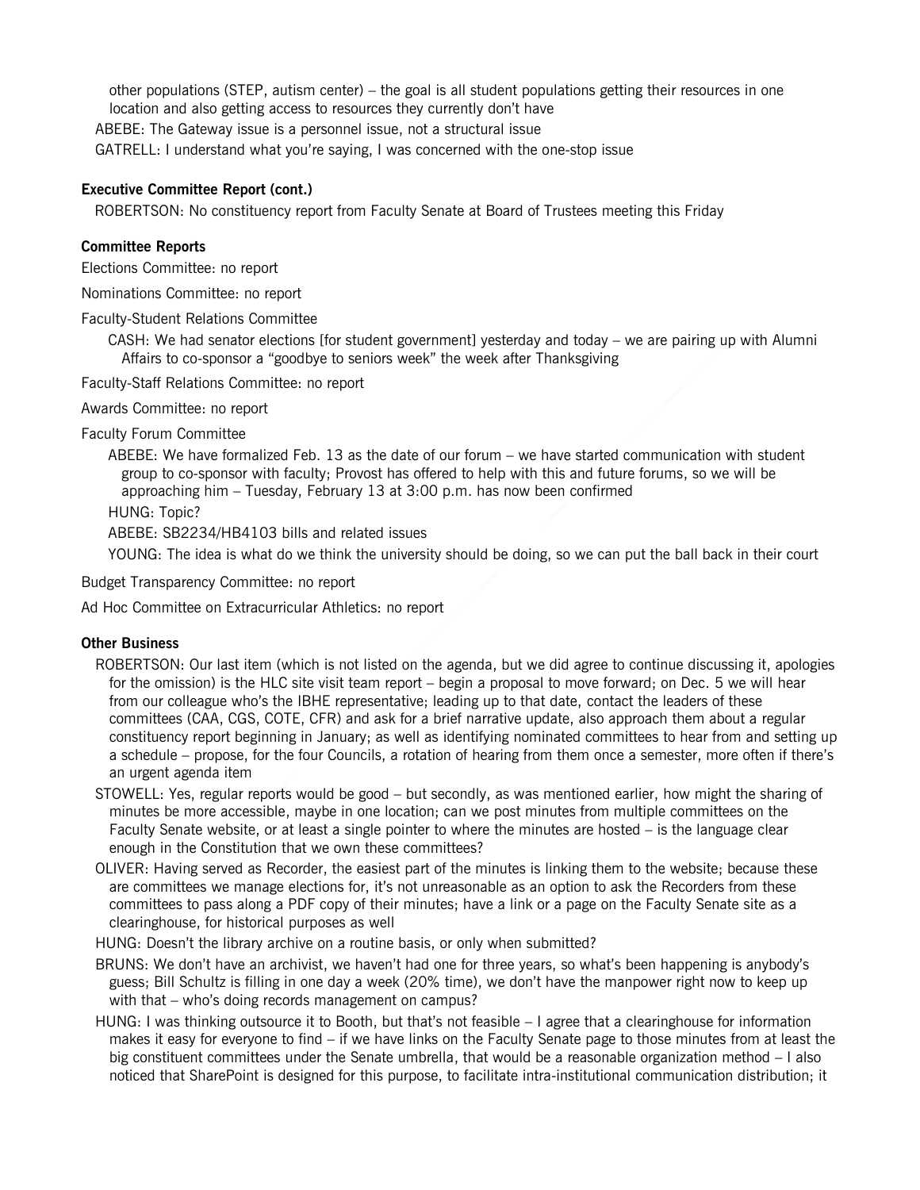other populations (STEP, autism center) – the goal is all student populations getting their resources in one location and also getting access to resources they currently don't have

ABEBE: The Gateway issue is a personnel issue, not a structural issue

GATRELL: I understand what you're saying, I was concerned with the one-stop issue

**Executive Committee Report (cont.)**

ROBERTSON: No constituency report from Faculty Senate at Board of Trustees meeting this Friday

**Committee Reports**

Elections Committee: no report

Nominations Committee: no report

Faculty-Student Relations Committee

CASH: We had senator elections [for student government] yesterday and today – we are pairing up with Alumni Affairs to co-sponsor a "goodbye to seniors week" the week after Thanksgiving

Faculty-Staff Relations Committee: no report

Awards Committee: no report

Faculty Forum Committee

ABEBE: We have formalized Feb. 13 as the date of our forum – we have started communication with student group to co-sponsor with faculty; Provost has offered to help with this and future forums, so we will be approaching him – Tuesday, February 13 at 3:00 p.m. has now been confirmed

HUNG: Topic?

ABEBE: SB2234/HB4103 bills and related issues

YOUNG: The idea is what do we think the university should be doing, so we can put the ball back in their court

Budget Transparency Committee: no report

Ad Hoc Committee on Extracurricular Athletics: no report

**Other Business**

ROBERTSON: Our last item (which is not listed on the agenda, but we did agree to continue discussing it, apologies for the omission) is the HLC site visit team report – begin a proposal to move forward; on Dec. 5 we will hear from our colleague who's the IBHE representative; leading up to that date, contact the leaders of these committees (CAA, CGS, COTE, CFR) and ask for a brief narrative update, also approach them about a regular constituency report beginning in January; as well as identifying nominated committees to hear from and setting up a schedule – propose, for the four Councils, a rotation of hearing from them once a semester, more often if there's an urgent agenda item

STOWELL: Yes, regular reports would be good – but secondly, as was mentioned earlier, how might the sharing of minutes be more accessible, maybe in one location; can we post minutes from multiple committees on the Faculty Senate website, or at least a single pointer to where the minutes are hosted – is the language clear enough in the Constitution that we own these committees?

OLIVER: Having served as Recorder, the easiest part of the minutes is linking them to the website; because these are committees we manage elections for, it's not unreasonable as an option to ask the Recorders from these committees to pass along a PDF copy of their minutes; have a link or a page on the Faculty Senate site as a clearinghouse, for historical purposes as well

HUNG: Doesn't the library archive on a routine basis, or only when submitted?

BRUNS: We don't have an archivist, we haven't had one for three years, so what's been happening is anybody's guess; Bill Schultz is filling in one day a week (20% time), we don't have the manpower right now to keep up with that – who's doing records management on campus?

HUNG: I was thinking outsource it to Booth, but that's not feasible – I agree that a clearinghouse for information makes it easy for everyone to find – if we have links on the Faculty Senate page to those minutes from at least the big constituent committees under the Senate umbrella, that would be a reasonable organization method – I also noticed that SharePoint is designed for this purpose, to facilitate intra-institutional communication distribution; it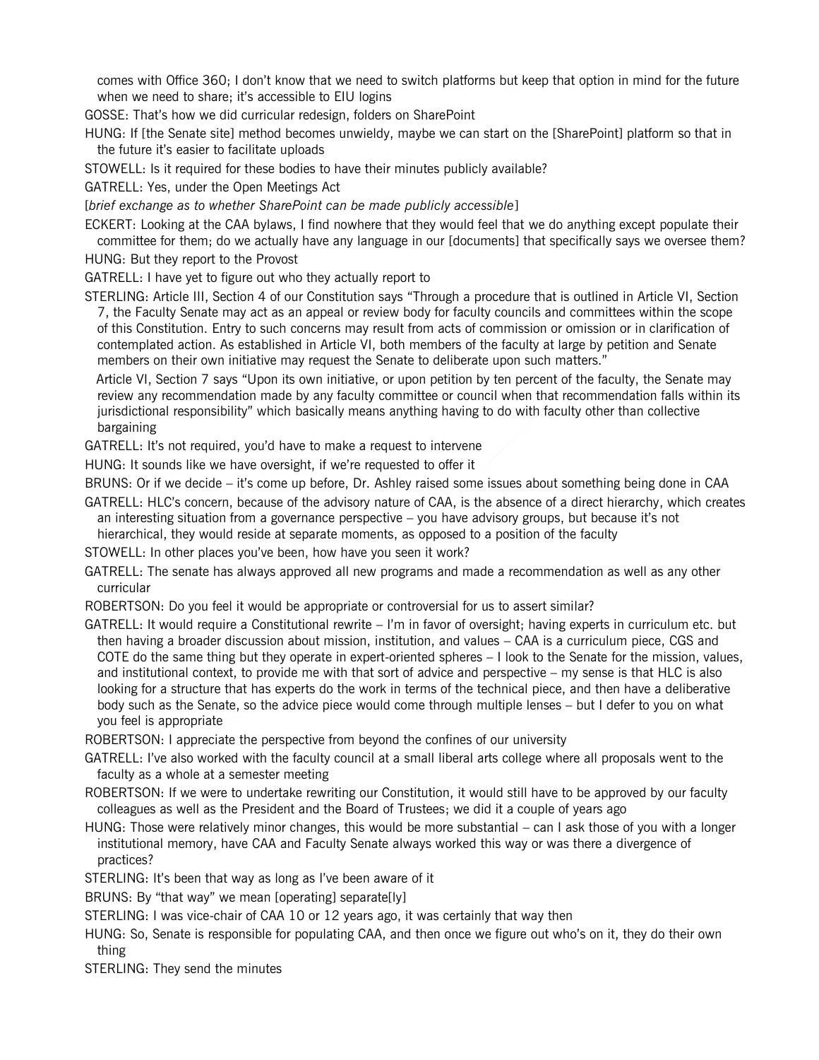comes with Office 360; I don't know that we need to switch platforms but keep that option in mind for the future when we need to share; it's accessible to EIU logins

GOSSE: That's how we did curricular redesign, folders on SharePoint

HUNG: If [the Senate site] method becomes unwieldy, maybe we can start on the [SharePoint] platform so that in the future it's easier to facilitate uploads

STOWELL: Is it required for these bodies to have their minutes publicly available?

GATRELL: Yes, under the Open Meetings Act

[*brief exchange as to whether SharePoint can be made publicly accessible*]

ECKERT: Looking at the CAA bylaws, I find nowhere that they would feel that we do anything except populate their committee for them; do we actually have any language in our [documents] that specifically says we oversee them?

HUNG: But they report to the Provost

GATRELL: I have yet to figure out who they actually report to

STERLING: Article III, Section 4 of our Constitution says "Through a procedure that is outlined in Article VI, Section 7, the Faculty Senate may act as an appeal or review body for faculty councils and committees within the scope of this Constitution. Entry to such concerns may result from acts of commission or omission or in clarification of contemplated action. As established in Article VI, both members of the faculty at large by petition and Senate members on their own initiative may request the Senate to deliberate upon such matters."

Article VI, Section 7 says "Upon its own initiative, or upon petition by ten percent of the faculty, the Senate may review any recommendation made by any faculty committee or council when that recommendation falls within its jurisdictional responsibility" which basically means anything having to do with faculty other than collective bargaining

GATRELL: It's not required, you'd have to make a request to intervene

HUNG: It sounds like we have oversight, if we're requested to offer it

BRUNS: Or if we decide – it's come up before, Dr. Ashley raised some issues about something being done in CAA

GATRELL: HLC's concern, because of the advisory nature of CAA, is the absence of a direct hierarchy, which creates an interesting situation from a governance perspective – you have advisory groups, but because it's not hierarchical, they would reside at separate moments, as opposed to a position of the faculty

STOWELL: In other places you've been, how have you seen it work?

GATRELL: The senate has always approved all new programs and made a recommendation as well as any other curricular

ROBERTSON: Do you feel it would be appropriate or controversial for us to assert similar?

GATRELL: It would require a Constitutional rewrite – I'm in favor of oversight; having experts in curriculum etc. but then having a broader discussion about mission, institution, and values – CAA is a curriculum piece, CGS and COTE do the same thing but they operate in expert-oriented spheres – I look to the Senate for the mission, values, and institutional context, to provide me with that sort of advice and perspective – my sense is that HLC is also looking for a structure that has experts do the work in terms of the technical piece, and then have a deliberative body such as the Senate, so the advice piece would come through multiple lenses – but I defer to you on what you feel is appropriate

ROBERTSON: I appreciate the perspective from beyond the confines of our university

GATRELL: I've also worked with the faculty council at a small liberal arts college where all proposals went to the faculty as a whole at a semester meeting

ROBERTSON: If we were to undertake rewriting our Constitution, it would still have to be approved by our faculty colleagues as well as the President and the Board of Trustees; we did it a couple of years ago

HUNG: Those were relatively minor changes, this would be more substantial – can I ask those of you with a longer institutional memory, have CAA and Faculty Senate always worked this way or was there a divergence of practices?

STERLING: It's been that way as long as I've been aware of it

BRUNS: By "that way" we mean [operating] separate[ly]

STERLING: I was vice-chair of CAA 10 or 12 years ago, it was certainly that way then

HUNG: So, Senate is responsible for populating CAA, and then once we figure out who's on it, they do their own thing

STERLING: They send the minutes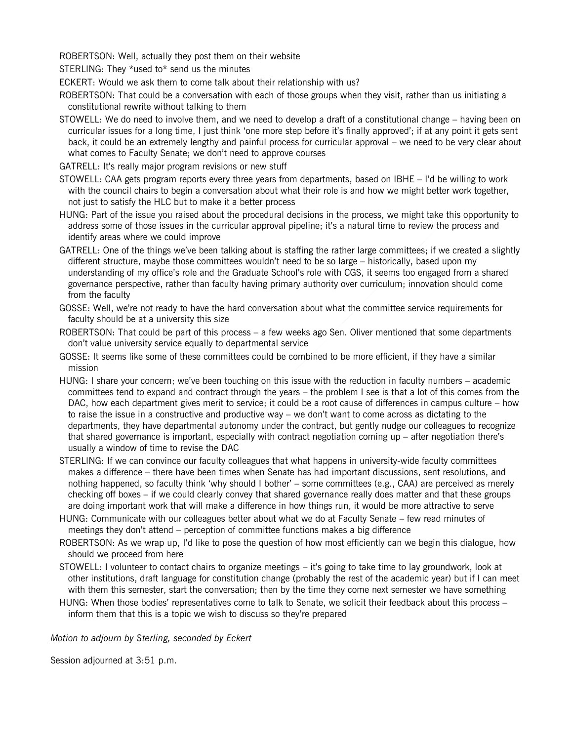ROBERTSON: Well, actually they post them on their website

STERLING: They *used to* send us the minutes

ECKERT: Would we ask them to come talk about their relationship with us?

ROBERTSON: That could be a conversation with each of those groups when they visit, rather than us initiating a constitutional rewrite without talking to them

STOWELL: We do need to involve them, and we need to develop a draft of a constitutional change – having been on curricular issues for a long time, I just think 'one more step before it's finally approved'; if at any point it gets sent back, it could be an extremely lengthy and painful process for curricular approval – we need to be very clear about what comes to Faculty Senate; we don't need to approve courses

GATRELL: It's really major program revisions or new stuff

STOWELL: CAA gets program reports every three years from departments, based on IBHE – I'd be willing to work with the council chairs to begin a conversation about what their role is and how we might better work together, not just to satisfy the HLC but to make it a better process

HUNG: Part of the issue you raised about the procedural decisions in the process, we might take this opportunity to address some of those issues in the curricular approval pipeline; it's a natural time to review the process and identify areas where we could improve

GATRELL: One of the things we've been talking about is staffing the rather large committees; if we created a slightly different structure, maybe those committees wouldn't need to be so large – historically, based upon my understanding of my office's role and the Graduate School's role with CGS, it seems too engaged from a shared governance perspective, rather than faculty having primary authority over curriculum; innovation should come from the faculty

GOSSE: Well, we're not ready to have the hard conversation about what the committee service requirements for faculty should be at a university this size

ROBERTSON: That could be part of this process – a few weeks ago Sen. Oliver mentioned that some departments don't value university service equally to departmental service

GOSSE: It seems like some of these committees could be combined to be more efficient, if they have a similar mission

HUNG: I share your concern; we've been touching on this issue with the reduction in faculty numbers – academic committees tend to expand and contract through the years – the problem I see is that a lot of this comes from the DAC, how each department gives merit to service; it could be a root cause of differences in campus culture – how to raise the issue in a constructive and productive way – we don't want to come across as dictating to the departments, they have departmental autonomy under the contract, but gently nudge our colleagues to recognize that shared governance is important, especially with contract negotiation coming up – after negotiation there's usually a window of time to revise the DAC

STERLING: If we can convince our faculty colleagues that what happens in university-wide faculty committees makes a difference – there have been times when Senate has had important discussions, sent resolutions, and nothing happened, so faculty think 'why should I bother' – some committees (e.g., CAA) are perceived as merely checking off boxes – if we could clearly convey that shared governance really does matter and that these groups are doing important work that will make a difference in how things run, it would be more attractive to serve

HUNG: Communicate with our colleagues better about what we do at Faculty Senate – few read minutes of meetings they don't attend – perception of committee functions makes a big difference

ROBERTSON: As we wrap up, I'd like to pose the question of how most efficiently can we begin this dialogue, how should we proceed from here

STOWELL: I volunteer to contact chairs to organize meetings – it's going to take time to lay groundwork, look at other institutions, draft language for constitution change (probably the rest of the academic year) but if I can meet with them this semester, start the conversation; then by the time they come next semester we have something

HUNG: When those bodies' representatives come to talk to Senate, we solicit their feedback about this process – inform them that this is a topic we wish to discuss so they're prepared

*Motion to adjourn by Sterling, seconded by Eckert*

Session adjourned at 3:51 p.m.